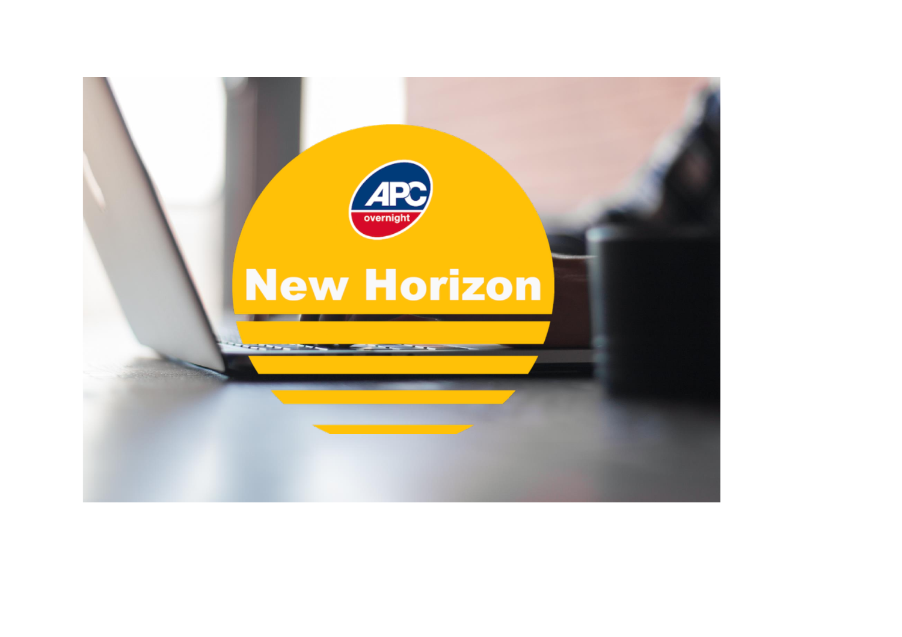APC overnight

# New Horizon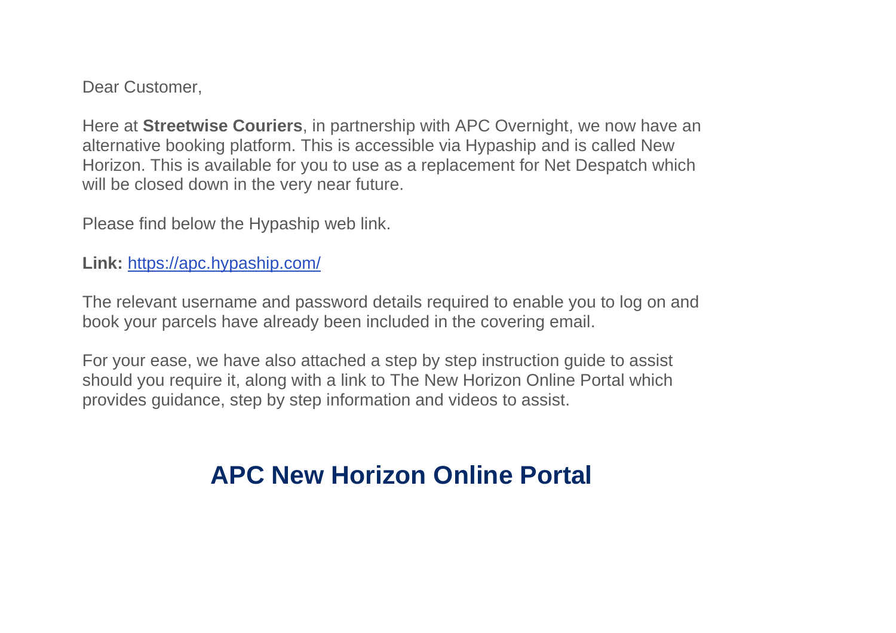Dear Customer,

Here at **Streetwise Couriers**, in partnership with APC Overnight, we now have an alternative booking platform. This is accessible via Hypaship and is called New Horizon. This is available for you to use as a replacement for Net Despatch which will be closed down in the very near future.

Please find below the Hypaship web link.

**Link:** [https://apc.hypaship.com/](https://apc.hypaship.com/)

The relevant username and password details required to enable you to log on and book your parcels have already been included in the covering email.

For your ease, we have also attached a step by step instruction guide to assist should you require it, along with a link to The New Horizon Online Portal which provides guidance, step by step information and videos to assist.

## APC New Horizon Online Portal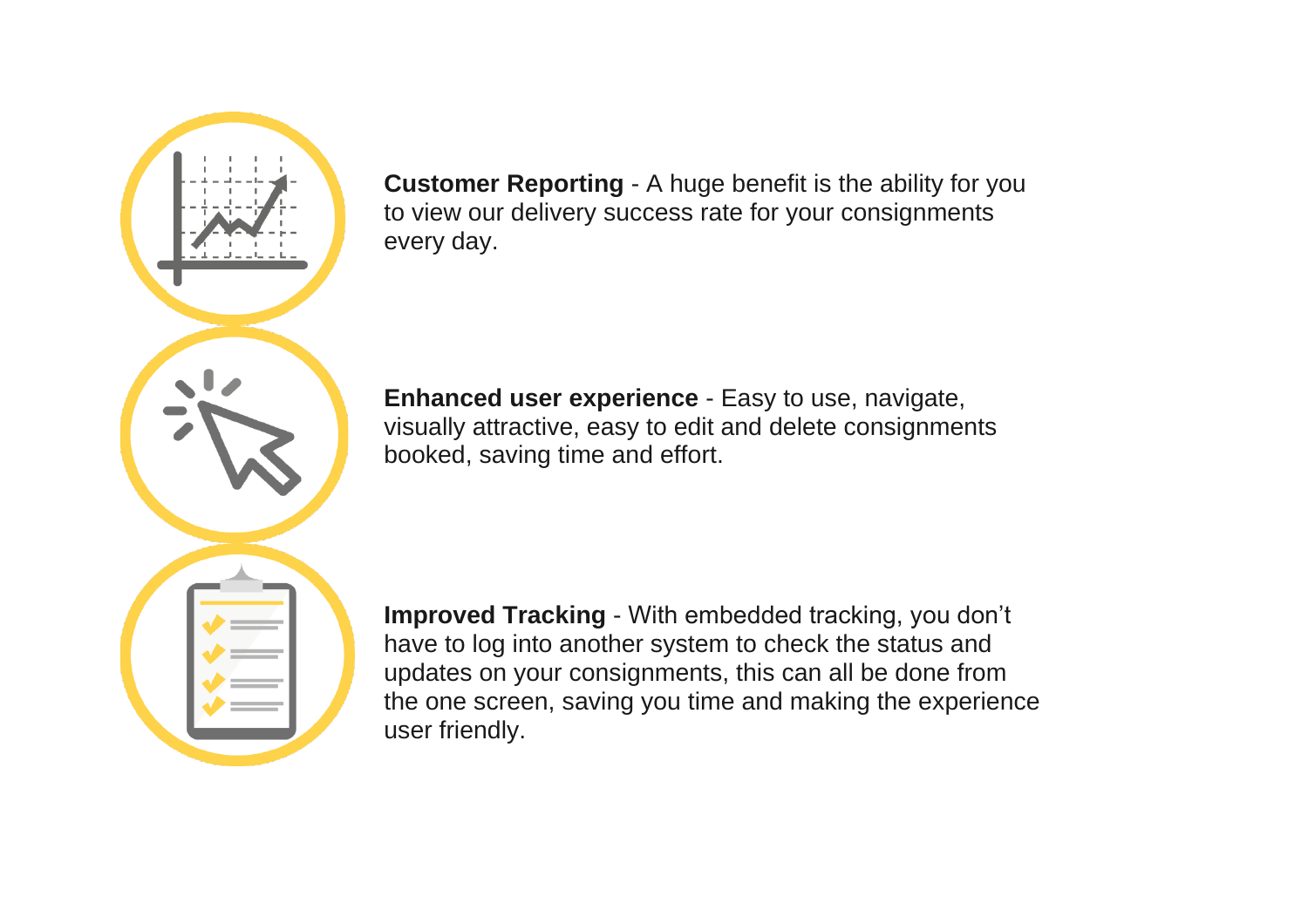**Customer Reporting** - A huge benefit is the ability for you to view our delivery success rate for your consignments every day.

**Enhanced user experience** - Easy to use, navigate, visually attractive, easy to edit and delete consignments booked, saving time and effort.

**Improved Tracking** - With embedded tracking, you don't have to log into another system to check the status and updates on your consignments, this can all be done from the one screen, saving you time and making the experience user friendly.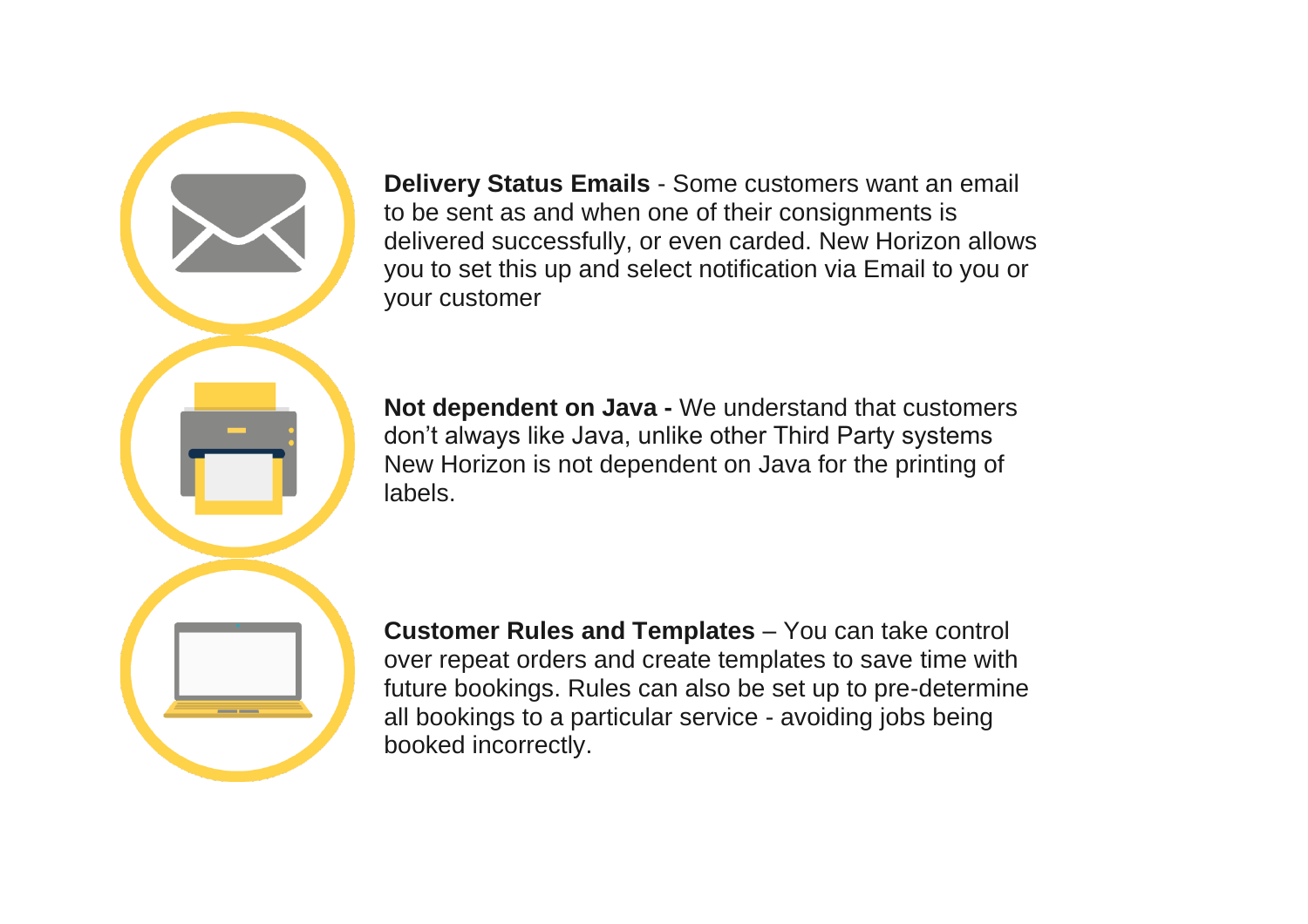**Delivery Status Emails** - Some customers want an email to be sent as and when one of their consignments is delivered successfully, or even carded. New Horizon allows you to set this up and select notification via Email to you or your customer

**Not dependent on Java -** We understand that customers don't always like Java, unlike other Third Party systems New Horizon is not dependent on Java for the printing of labels.

**Customer Rules and Templates** – You can take control over repeat orders and create templates to save time with future bookings. Rules can also be set up to pre-determine all bookings to a particular service - avoiding jobs being booked incorrectly.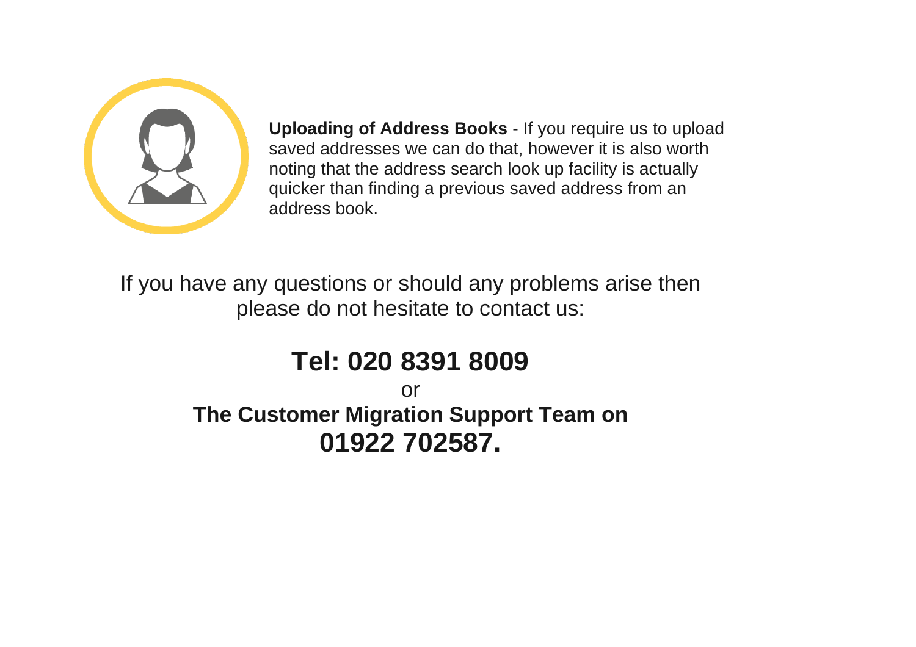**Uploading of Address Books** - If you require us to upload saved addresses we can do that, however it is also worth noting that the address search look up facility is actually quicker than finding a previous saved address from an address book.

If you have any questions or should any problems arise then please do not hesitate to contact us:

**Tel: 020 8391 8009**

or

**The Customer Migration Support Team on 01922 702587.**